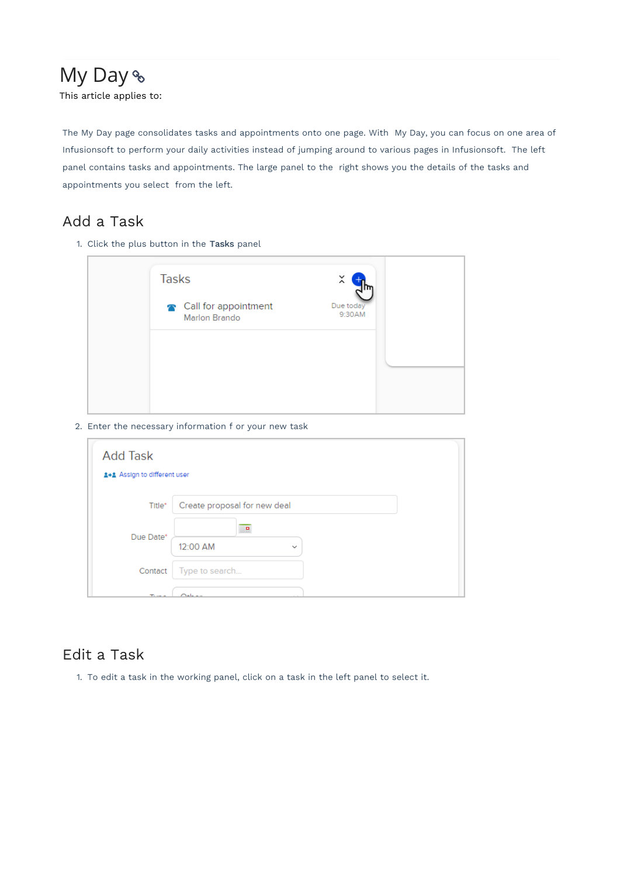# My Day

This article applies to:

The My Day page consolidates tasks and appointments onto one page. With My Day, you can focus on one area of Infusionsoft to perform your daily activities instead of jumping around to various pages in Infusionsoft. The left panel contains tasks and appointments. The large panel to the right shows you the details of the tasks and appointments you select from the left.

## Add a Task

1. Click the plus button in the **Tasks** panel
2. Enter the necessary information f or your new task

## Edit a Task

1. To edit a task in the working panel, click on a task in the left panel to select it.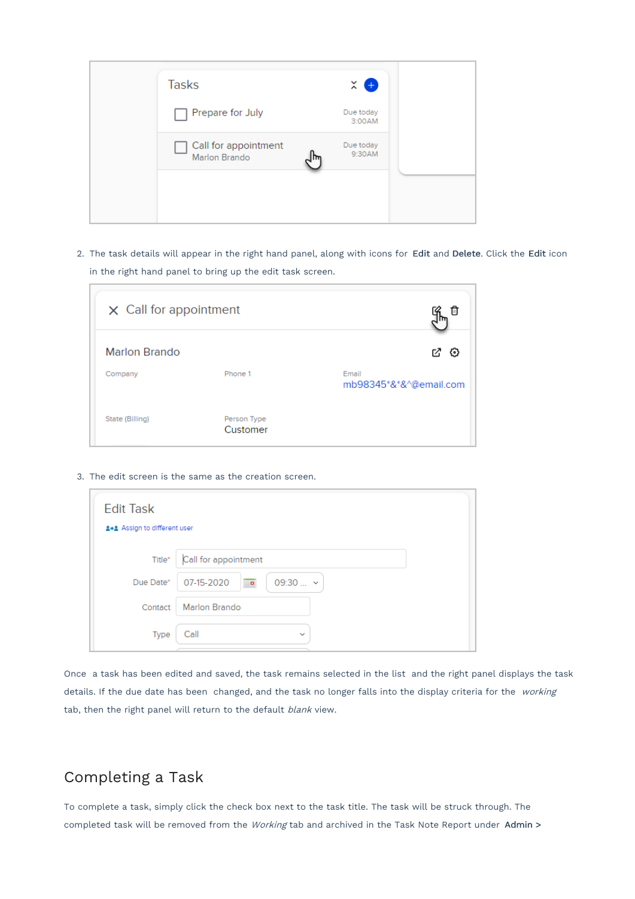2. The task details will appear in the right hand panel, along with icons for **Edit** and **Delete**. Click the **Edit** icon in the right hand panel to bring up the edit task screen.

3. The edit screen is the same as the creation screen.

Once a task has been edited and saved, the task remains selected in the list and the right panel displays the task details. If the due date has been changed, and the task no longer falls into the display criteria for the *working* tab, then the right panel will return to the default *blank* view.

## Completing a Task

To complete a task, simply click the check box next to the task title. The task will be struck through. The completed task will be removed from the *Working* tab and archived in the Task Note Report under **Admin >**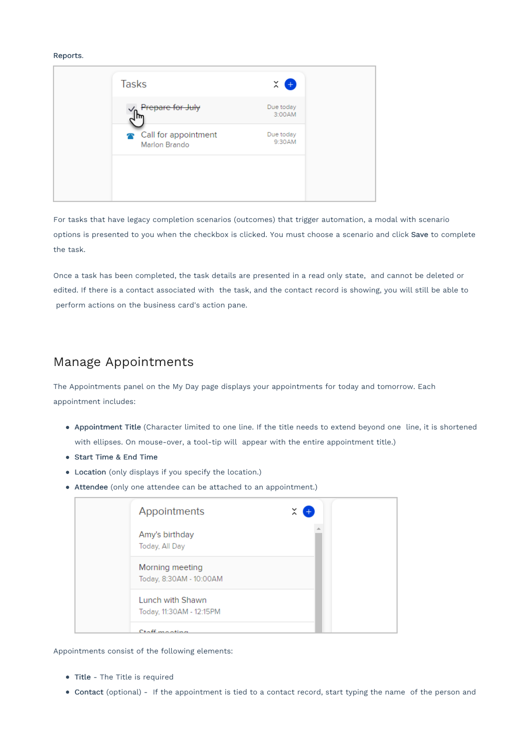Reports.

For tasks that have legacy completion scenarios (outcomes) that trigger automation, a modal with scenario options is presented to you when the checkbox is clicked. You must choose a scenario and click **Save** to complete the task.

Once a task has been completed, the task details are presented in a read only state, and cannot be deleted or edited. If there is a contact associated with the task, and the contact record is showing, you will still be able to perform actions on the business card's action pane.

## Manage Appointments

The Appointments panel on the My Day page displays your appointments for today and tomorrow. Each appointment includes:

- **Appointment Title** (Character limited to one line. If the title needs to extend beyond one line, it is shortened with ellipses. On mouse-over, a tool-tip will appear with the entire appointment title.)
- **Start Time & End Time**
- **Location** (only displays if you specify the location.)
- **Attendee** (only one attendee can be attached to an appointment.)

Appointments consist of the following elements:

- **Title** - The Title is required
- **Contact** (optional) - If the appointment is tied to a contact record, start typing the name of the person and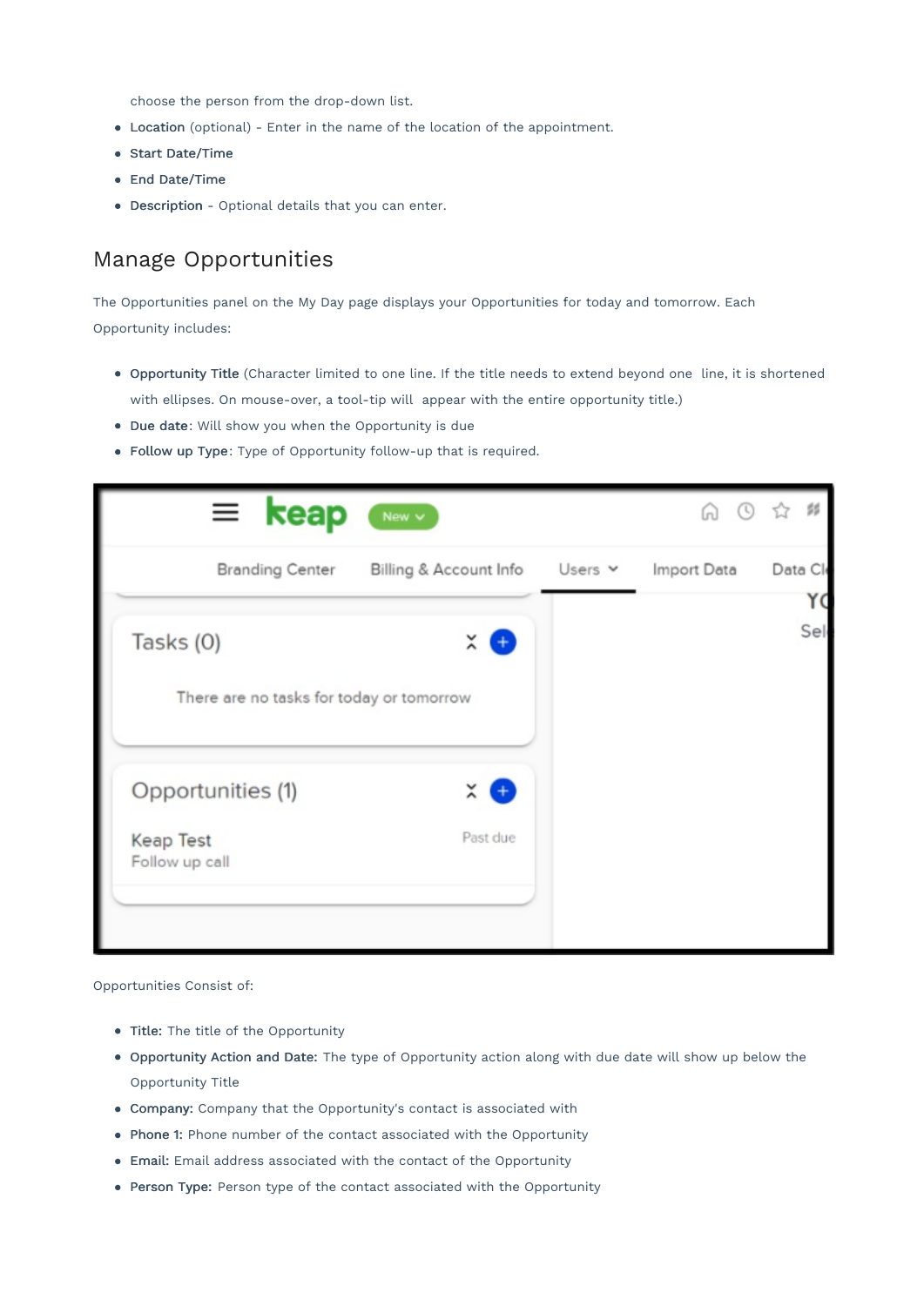choose the person from the drop-down list.

- **Location** (optional) - Enter in the name of the location of the appointment.
- **Start Date/Time**
- **End Date/Time**
- **Description** - Optional details that you can enter.

## Manage Opportunities

The Opportunities panel on the My Day page displays your Opportunities for today and tomorrow. Each Opportunity includes:

- **Opportunity Title** (Character limited to one line. If the title needs to extend beyond one line, it is shortened with ellipses. On mouse-over, a tool-tip will appear with the entire opportunity title.)
- **Due date**: Will show you when the Opportunity is due
- **Follow up Type**: Type of Opportunity follow-up that is required.

Opportunities Consist of:

- **Title:** The title of the Opportunity
- **Opportunity Action and Date:** The type of Opportunity action along with due date will show up below the Opportunity Title
- **Company:** Company that the Opportunity's contact is associated with
- **Phone 1:** Phone number of the contact associated with the Opportunity
- **Email:** Email address associated with the contact of the Opportunity
- **Person Type:** Person type of the contact associated with the Opportunity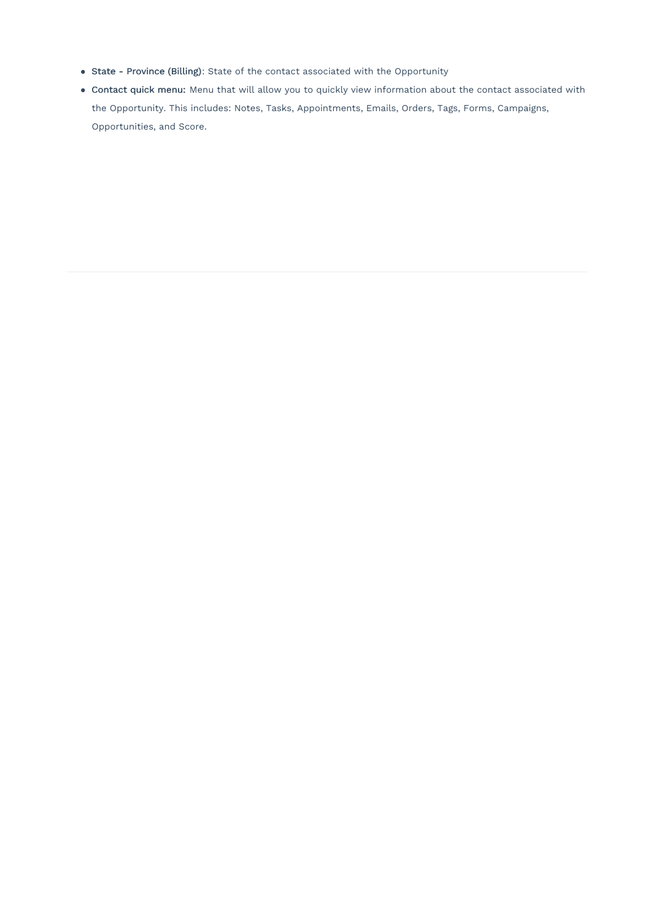- **State - Province (Billing)**: State of the contact associated with the Opportunity
- **Contact quick menu:** Menu that will allow you to quickly view information about the contact associated with the Opportunity. This includes: Notes, Tasks, Appointments, Emails, Orders, Tags, Forms, Campaigns, Opportunities, and Score.